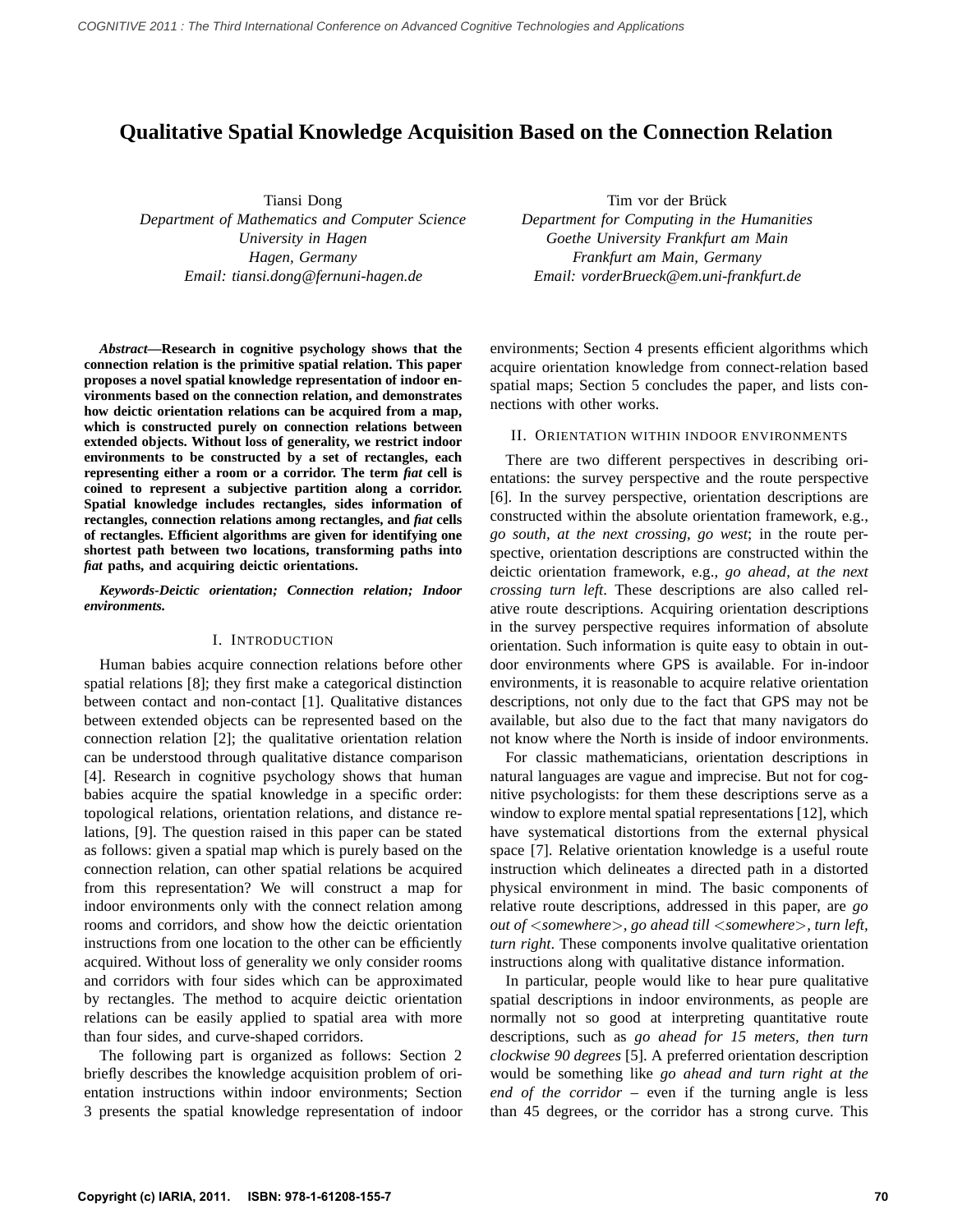# Qualitative Spatial Knowledge Acquisition Based on the Connection Relation

Tiansi Dong
*Department of Mathematics and Computer Science*
*University in Hagen*
*Hagen, Germany*
*Email: tiansi.dong@fernuni-hagen.de*

Tim vor der Brück
*Department for Computing in the Humanities*
*Goethe University Frankfurt am Main*
*Frankfurt am Main, Germany*
*Email: vorderBrueck@em.uni-frankfurt.de*

***Abstract*—Research in cognitive psychology shows that the connection relation is the primitive spatial relation. This paper proposes a novel spatial knowledge representation of indoor environments based on the connection relation, and demonstrates how deictic orientation relations can be acquired from a map, which is constructed purely on connection relations between extended objects. Without loss of generality, we restrict indoor environments to be constructed by a set of rectangles, each representing either a room or a corridor. The term *fiat* cell is coined to represent a subjective partition along a corridor. Spatial knowledge includes rectangles, sides information of rectangles, connection relations among rectangles, and *fiat* cells of rectangles. Efficient algorithms are given for identifying one shortest path between two locations, transforming paths into *fiat* paths, and acquiring deictic orientations.**

***Keywords*-Deictic orientation; Connection relation; Indoor environments.**

## I. Introduction

Human babies acquire connection relations before other spatial relations [8]; they first make a categorical distinction between contact and non-contact [1]. Qualitative distances between extended objects can be represented based on the connection relation [2]; the qualitative orientation relation can be understood through qualitative distance comparison [4]. Research in cognitive psychology shows that human babies acquire the spatial knowledge in a specific order: topological relations, orientation relations, and distance relations, [9]. The question raised in this paper can be stated as follows: given a spatial map which is purely based on the connection relation, can other spatial relations be acquired from this representation? We will construct a map for indoor environments only with the connect relation among rooms and corridors, and show how the deictic orientation instructions from one location to the other can be efficiently acquired. Without loss of generality we only consider rooms and corridors with four sides which can be approximated by rectangles. The method to acquire deictic orientation relations can be easily applied to spatial area with more than four sides, and curve-shaped corridors.

The following part is organized as follows: Section 2 briefly describes the knowledge acquisition problem of orientation instructions within indoor environments; Section 3 presents the spatial knowledge representation of indoor environments; Section 4 presents efficient algorithms which acquire orientation knowledge from connect-relation based spatial maps; Section 5 concludes the paper, and lists connections with other works.

## II. Orientation within indoor environments

There are two different perspectives in describing orientations: the survey perspective and the route perspective [6]. In the survey perspective, orientation descriptions are constructed within the absolute orientation framework, e.g., *go south, at the next crossing, go west*; in the route perspective, orientation descriptions are constructed within the deictic orientation framework, e.g., *go ahead, at the next crossing turn left*. These descriptions are also called relative route descriptions. Acquiring orientation descriptions in the survey perspective requires information of absolute orientation. Such information is quite easy to obtain in outdoor environments where GPS is available. For in-indoor environments, it is reasonable to acquire relative orientation descriptions, not only due to the fact that GPS may not be available, but also due to the fact that many navigators do not know where the North is inside of indoor environments.

For classic mathematicians, orientation descriptions in natural languages are vague and imprecise. But not for cognitive psychologists: for them these descriptions serve as a window to explore mental spatial representations [12], which have systematical distortions from the external physical space [7]. Relative orientation knowledge is a useful route instruction which delineates a directed path in a distorted physical environment in mind. The basic components of relative route descriptions, addressed in this paper, are *go out of <somewhere>, go ahead till <somewhere>, turn left, turn right*. These components involve qualitative orientation instructions along with qualitative distance information.

In particular, people would like to hear pure qualitative spatial descriptions in indoor environments, as people are normally not so good at interpreting quantitative route descriptions, such as *go ahead for 15 meters, then turn clockwise 90 degrees* [5]. A preferred orientation description would be something like *go ahead and turn right at the end of the corridor* – even if the turning angle is less than 45 degrees, or the corridor has a strong curve. This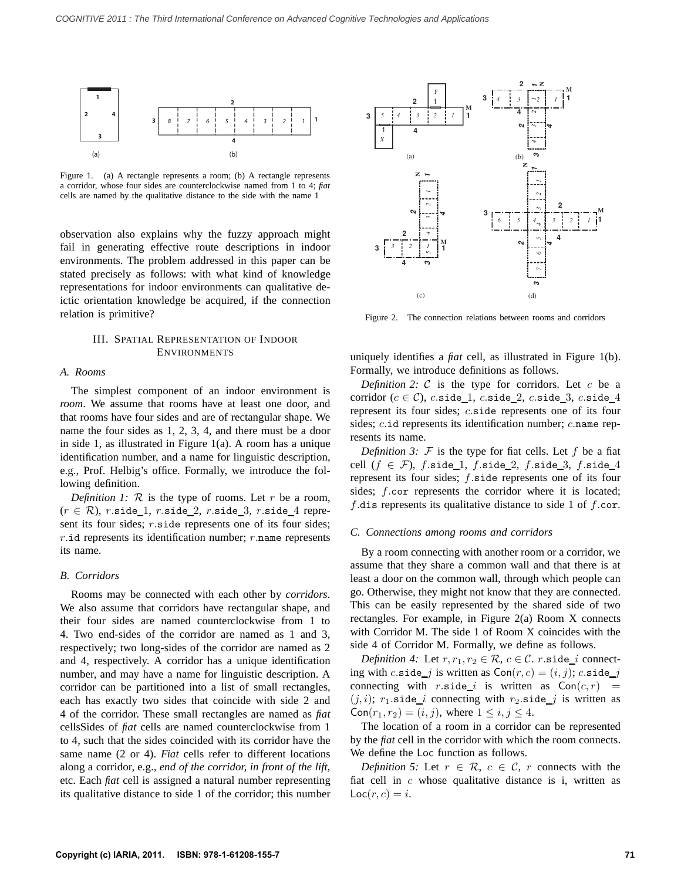Figure 1. (a) A rectangle represents a room; (b) A rectangle represents a corridor, whose four sides are counterclockwise named from 1 to 4; *fiat* cells are named by the qualitative distance to the side with the name 1

observation also explains why the fuzzy approach might fail in generating effective route descriptions in indoor environments. The problem addressed in this paper can be stated precisely as follows: with what kind of knowledge representations for indoor environments can qualitative deictic orientation knowledge be acquired, if the connection relation is primitive?

## III. Spatial Representation of Indoor Environments

### A. Rooms

The simplest component of an indoor environment is *room*. We assume that rooms have at least one door, and that rooms have four sides and are of rectangular shape. We name the four sides as 1, 2, 3, 4, and there must be a door in side 1, as illustrated in Figure 1(a). A room has a unique identification number, and a name for linguistic description, e.g., Prof. Helbig's office. Formally, we introduce the following definition.

*Definition 1:* $\mathcal{R}$ is the type of rooms. Let $r$ be a room, ($r \in \mathcal{R}$), $r.\mathtt{side\_1}$, $r.\mathtt{side\_2}$, $r.\mathtt{side\_3}$, $r.\mathtt{side\_4}$ represent its four sides; $r.\mathtt{side}$ represents one of its four sides; $r.\mathtt{id}$ represents its identification number; $r.\mathtt{name}$ represents its name.

### B. Corridors

Rooms may be connected with each other by *corridors*. We also assume that corridors have rectangular shape, and their four sides are named counterclockwise from 1 to 4. Two end-sides of the corridor are named as 1 and 3, respectively; two long-sides of the corridor are named as 2 and 4, respectively. A corridor has a unique identification number, and may have a name for linguistic description. A corridor can be partitioned into a list of small rectangles, each has exactly two sides that coincide with side 2 and 4 of the corridor. These small rectangles are named as *fiat* cellsSides of *fiat* cells are named counterclockwise from 1 to 4, such that the sides coincided with its corridor have the same name (2 or 4). *Fiat* cells refer to different locations along a corridor, e.g., *end of the corridor, in front of the lift*, etc. Each *fiat* cell is assigned a natural number representing its qualitative distance to side 1 of the corridor; this number uniquely identifies a *fiat* cell, as illustrated in Figure 1(b). Formally, we introduce definitions as follows.

Figure 2. The connection relations between rooms and corridors

*Definition 2:* $\mathcal{C}$ is the type for corridors. Let $c$ be a corridor ($c \in \mathcal{C}$), $c.\mathtt{side\_1}$, $c.\mathtt{side\_2}$, $c.\mathtt{side\_3}$, $c.\mathtt{side\_4}$ represent its four sides; $c.\mathtt{side}$ represents one of its four sides; $c.\mathtt{id}$ represents its identification number; $c.\mathtt{name}$ represents its name.

*Definition 3:* $\mathcal{F}$ is the type for fiat cells. Let $f$ be a fiat cell ($f \in \mathcal{F}$), $f.\mathtt{side\_1}$, $f.\mathtt{side\_2}$, $f.\mathtt{side\_3}$, $f.\mathtt{side\_4}$ represent its four sides; $f.\mathtt{side}$ represents one of its four sides; $f.\mathtt{cor}$ represents the corridor where it is located; $f.\mathtt{dis}$ represents its qualitative distance to side 1 of $f.\mathtt{cor}$.

### C. Connections among rooms and corridors

By a room connecting with another room or a corridor, we assume that they share a common wall and that there is at least a door on the common wall, through which people can go. Otherwise, they might not know that they are connected. This can be easily represented by the shared side of two rectangles. For example, in Figure 2(a) Room X connects with Corridor M. The side 1 of Room X coincides with the side 4 of Corridor M. Formally, we define as follows.

*Definition 4:* Let $r, r_1, r_2 \in \mathcal{R}$, $c \in \mathcal{C}$. $r.\mathtt{side\_}i$ connecting with $c.\mathtt{side\_}j$ is written as $\mathsf{Con}(r, c) = (i, j)$; $c.\mathtt{side\_}j$ connecting with $r.\mathtt{side\_}i$ is written as $\mathsf{Con}(c, r) = (j, i)$; $r_1.\mathtt{side\_}i$ connecting with $r_2.\mathtt{side\_}j$ is written as $\mathsf{Con}(r_1, r_2) = (i, j)$, where $1 \leq i, j \leq 4$.

The location of a room in a corridor can be represented by the *fiat* cell in the corridor with which the room connects. We define the Loc function as follows.

*Definition 5:* Let $r \in \mathcal{R}$, $c \in \mathcal{C}$, $r$ connects with the fiat cell in $c$ whose qualitative distance is i, written as $\mathsf{Loc}(r, c) = i$.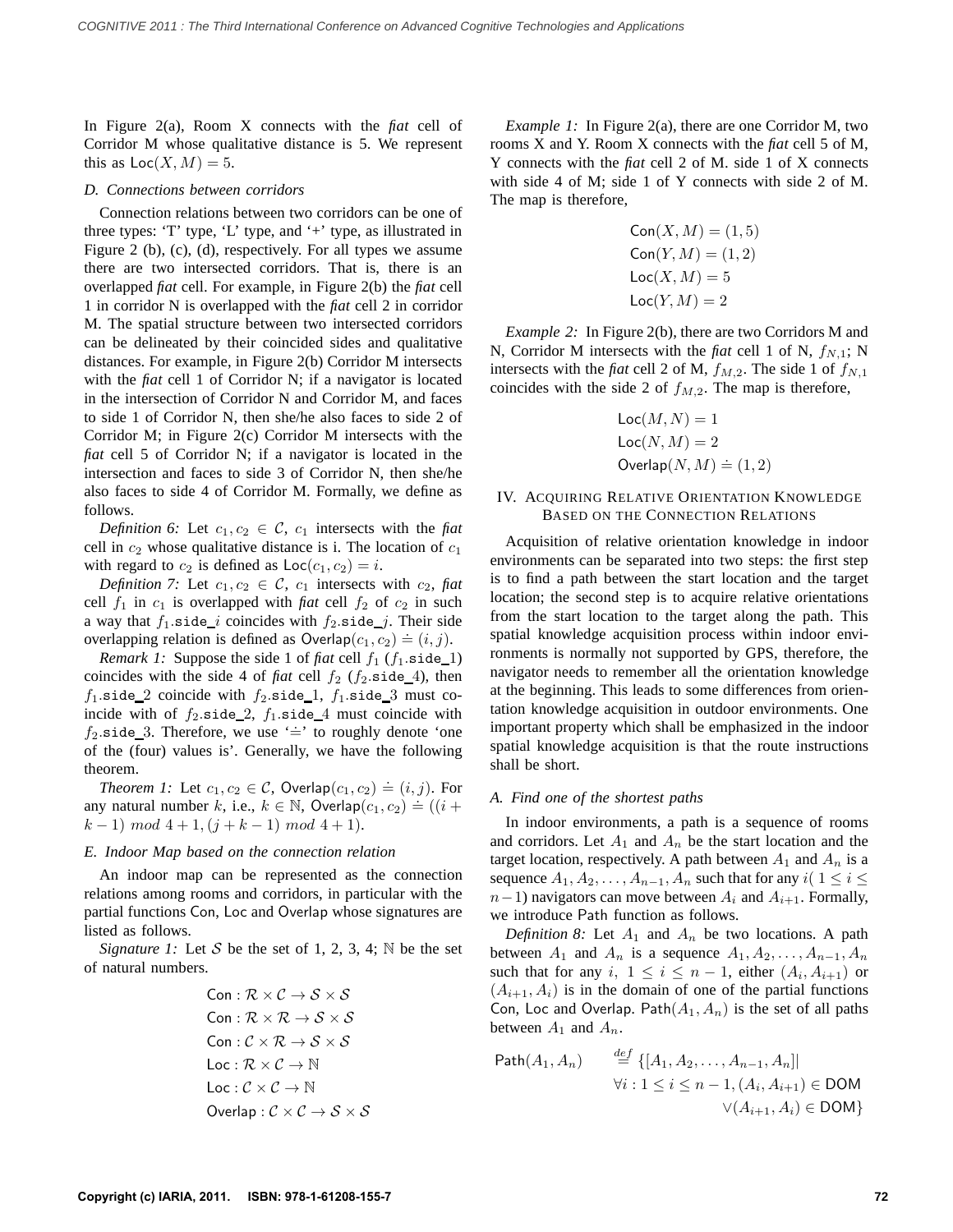In Figure 2(a), Room X connects with the *fiat* cell of Corridor M whose qualitative distance is 5. We represent this as $\mathsf{Loc}(X, M) = 5$.

### D. Connections between corridors

Connection relations between two corridors can be one of three types: 'T' type, 'L' type, and '+' type, as illustrated in Figure 2 (b), (c), (d), respectively. For all types we assume there are two intersected corridors. That is, there is an overlapped *fiat* cell. For example, in Figure 2(b) the *fiat* cell 1 in corridor N is overlapped with the *fiat* cell 2 in corridor M. The spatial structure between two intersected corridors can be delineated by their coincided sides and qualitative distances. For example, in Figure 2(b) Corridor M intersects with the *fiat* cell 1 of Corridor N; if a navigator is located in the intersection of Corridor N and Corridor M, and faces to side 1 of Corridor N, then she/he also faces to side 2 of Corridor M; in Figure 2(c) Corridor M intersects with the *fiat* cell 5 of Corridor N; if a navigator is located in the intersection and faces to side 3 of Corridor N, then she/he also faces to side 4 of Corridor M. Formally, we define as follows.

*Definition 6:* Let $c_1, c_2 \in \mathcal{C}$, $c_1$ intersects with the *fiat* cell in $c_2$ whose qualitative distance is i. The location of $c_1$ with regard to $c_2$ is defined as $\mathsf{Loc}(c_1, c_2) = i$.

*Definition 7:* Let $c_1, c_2 \in \mathcal{C}$, $c_1$ intersects with $c_2$, *fiat* cell $f_1$ in $c_1$ is overlapped with *fiat* cell $f_2$ of $c_2$ in such a way that $f_1.\mathtt{side\_}i$ coincides with $f_2.\mathtt{side\_}j$. Their side overlapping relation is defined as $\mathsf{Overlap}(c_1, c_2) \doteq (i, j)$.

*Remark 1:* Suppose the side 1 of *fiat* cell $f_1$ ($f_1.\mathtt{side\_1}$) coincides with the side 4 of *fiat* cell $f_2$ ($f_2.\mathtt{side\_4}$), then $f_1.\mathtt{side\_2}$ coincide with $f_2.\mathtt{side\_1}$, $f_1.\mathtt{side\_3}$ must coincide with of $f_2.\mathtt{side\_2}$, $f_1.\mathtt{side\_4}$ must coincide with $f_2.\mathtt{side\_3}$. Therefore, we use '$\doteq$' to roughly denote 'one of the (four) values is'. Generally, we have the following theorem.

*Theorem 1:* Let $c_1, c_2 \in \mathcal{C}$, $\mathsf{Overlap}(c_1, c_2) \doteq (i, j)$. For any natural number $k$, i.e., $k \in \mathbb{N}$, $\mathsf{Overlap}(c_1, c_2) \doteq ((i + k - 1) \ mod \ 4 + 1, (j + k - 1) \ mod \ 4 + 1)$.

### E. Indoor Map based on the connection relation

An indoor map can be represented as the connection relations among rooms and corridors, in particular with the partial functions Con, Loc and Overlap whose signatures are listed as follows.

*Signature 1:* Let $\mathcal{S}$ be the set of 1, 2, 3, 4; $\mathbb{N}$ be the set of natural numbers.

$$
\begin{aligned}
&\mathsf{Con} : \mathcal{R} \times \mathcal{C} \to \mathcal{S} \times \mathcal{S} \\
&\mathsf{Con} : \mathcal{R} \times \mathcal{R} \to \mathcal{S} \times \mathcal{S} \\
&\mathsf{Con} : \mathcal{C} \times \mathcal{R} \to \mathcal{S} \times \mathcal{S} \\
&\mathsf{Loc} : \mathcal{R} \times \mathcal{C} \to \mathbb{N} \\
&\mathsf{Loc} : \mathcal{C} \times \mathcal{C} \to \mathbb{N} \\
&\mathsf{Overlap} : \mathcal{C} \times \mathcal{C} \to \mathcal{S} \times \mathcal{S}
\end{aligned}
$$

*Example 1:* In Figure 2(a), there are one Corridor M, two rooms X and Y. Room X connects with the *fiat* cell 5 of M, Y connects with the *fiat* cell 2 of M. side 1 of X connects with side 4 of M; side 1 of Y connects with side 2 of M. The map is therefore,

$$
\begin{aligned}
&\mathsf{Con}(X, M) = (1, 5) \\
&\mathsf{Con}(Y, M) = (1, 2) \\
&\mathsf{Loc}(X, M) = 5 \\
&\mathsf{Loc}(Y, M) = 2
\end{aligned}
$$

*Example 2:* In Figure 2(b), there are two Corridors M and N, Corridor M intersects with the *fiat* cell 1 of N, $f_{N,1}$; N intersects with the *fiat* cell 2 of M, $f_{M,2}$. The side 1 of $f_{N,1}$ coincides with the side 2 of $f_{M,2}$. The map is therefore,

$$
\begin{aligned}
&\mathsf{Loc}(M, N) = 1 \\
&\mathsf{Loc}(N, M) = 2 \\
&\mathsf{Overlap}(N, M) \doteq (1, 2)
\end{aligned}
$$

## IV. Acquiring Relative Orientation Knowledge Based on the Connection Relations

Acquisition of relative orientation knowledge in indoor environments can be separated into two steps: the first step is to find a path between the start location and the target location; the second step is to acquire relative orientations from the start location to the target along the path. This spatial knowledge acquisition process within indoor environments is normally not supported by GPS, therefore, the navigator needs to remember all the orientation knowledge at the beginning. This leads to some differences from orientation knowledge acquisition in outdoor environments. One important property which shall be emphasized in the indoor spatial knowledge acquisition is that the route instructions shall be short.

### A. Find one of the shortest paths

In indoor environments, a path is a sequence of rooms and corridors. Let $A_1$ and $A_n$ be the start location and the target location, respectively. A path between $A_1$ and $A_n$ is a sequence $A_1, A_2, \ldots, A_{n-1}, A_n$ such that for any $i(\ 1 \le i \le n-1)$ navigators can move between $A_i$ and $A_{i+1}$. Formally, we introduce Path function as follows.

*Definition 8:* Let $A_1$ and $A_n$ be two locations. A path between $A_1$ and $A_n$ is a sequence $A_1, A_2, \ldots, A_{n-1}, A_n$ such that for any $i,\ 1 \le i \le n-1$, either $(A_i, A_{i+1})$ or $(A_{i+1}, A_i)$ is in the domain of one of the partial functions Con, Loc and Overlap. $\mathsf{Path}(A_1, A_n)$ is the set of all paths between $A_1$ and $A_n$.

$$
\mathsf{Path}(A_1, A_n) \overset{def}{=} \{[A_1, A_2, \ldots, A_{n-1}, A_n] | \ \forall i : 1 \le i \le n-1, (A_i, A_{i+1}) \in \mathsf{DOM} \ \vee (A_{i+1}, A_i) \in \mathsf{DOM}\}
$$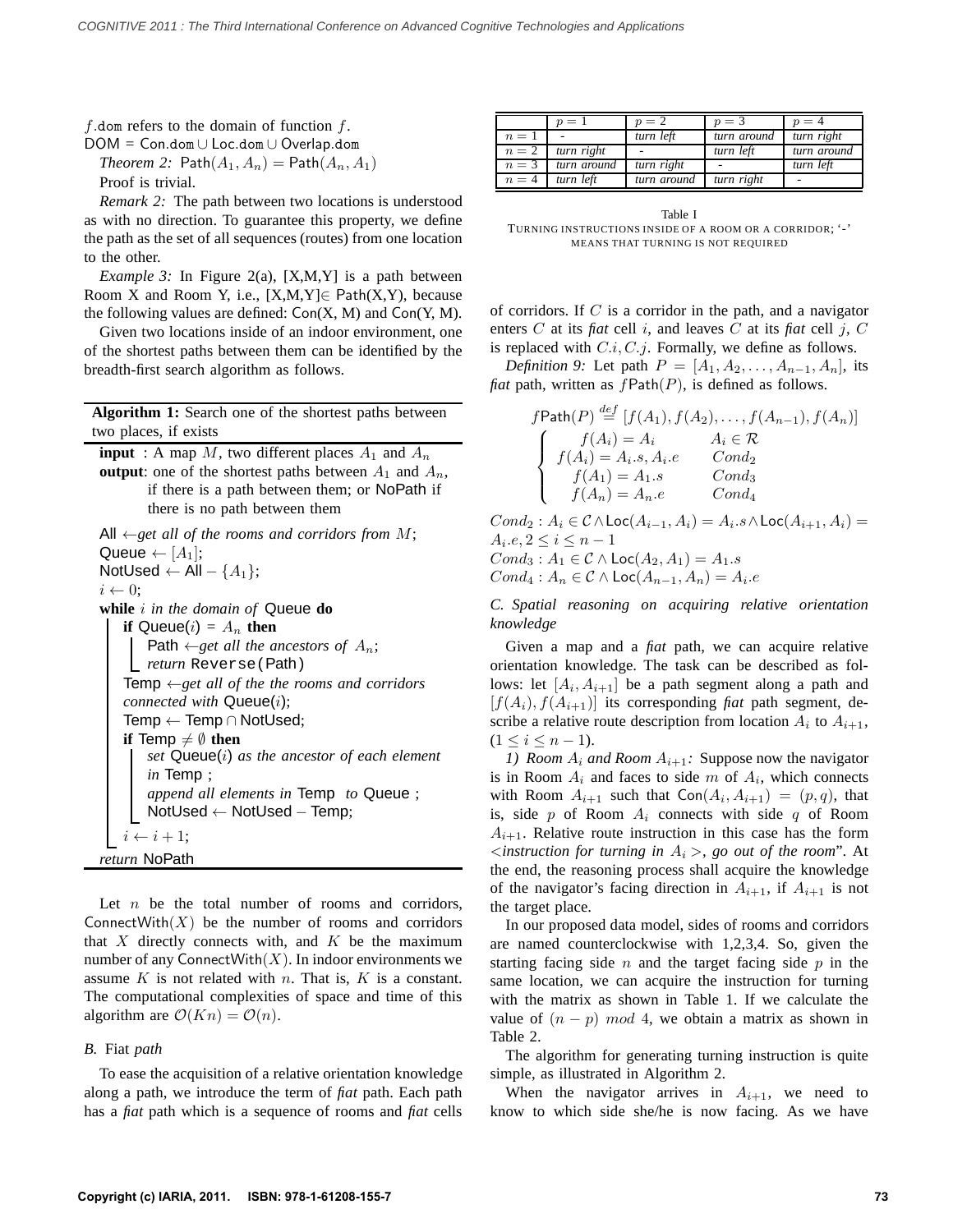$f$.dom refers to the domain of function $f$.

DOM = Con.dom ∪ Loc.dom ∪ Overlap.dom

*Theorem 2:* $\mathsf{Path}(A_1, A_n) = \mathsf{Path}(A_n, A_1)$

Proof is trivial.

*Remark 2:* The path between two locations is understood as with no direction. To guarantee this property, we define the path as the set of all sequences (routes) from one location to the other.

*Example 3:* In Figure 2(a), [X,M,Y] is a path between Room X and Room Y, i.e., [X,M,Y]∈ Path(X,Y), because the following values are defined: Con(X, M) and Con(Y, M).

Given two locations inside of an indoor environment, one of the shortest paths between them can be identified by the breadth-first search algorithm as follows.

```
Algorithm 1: Search one of the shortest paths between
two places, if exists

input  : A map M, two different places A_1 and A_n
output: one of the shortest paths between A_1 and A_n,
        if there is a path between them; or NoPath if
        there is no path between them

All ← get all of the rooms and corridors from M;
Queue ← [A_1];
NotUsed ← All − {A_1};
i ← 0;
while i in the domain of Queue do
    if Queue(i) = A_n then
        Path ← get all the ancestors of A_n;
        return Reverse(Path)
    Temp ← get all of the the rooms and corridors
    connected with Queue(i);
    Temp ← Temp ∩ NotUsed;
    if Temp ≠ ∅ then
        set Queue(i) as the ancestor of each element
        in Temp ;
        append all elements in Temp  to Queue ;
        NotUsed ← NotUsed − Temp;
    i ← i + 1;
return NoPath
```

Let $n$ be the total number of rooms and corridors, ConnectWith($X$) be the number of rooms and corridors that $X$ directly connects with, and $K$ be the maximum number of any ConnectWith($X$). In indoor environments we assume $K$ is not related with $n$. That is, $K$ is a constant. The computational complexities of space and time of this algorithm are $\mathcal{O}(Kn) = \mathcal{O}(n)$.

### B. *Fiat path*

To ease the acquisition of a relative orientation knowledge along a path, we introduce the term of *fiat* path. Each path has a *fiat* path which is a sequence of rooms and *fiat* cells

|  | $p = 1$ | $p = 2$ | $p = 3$ | $p = 4$ |
|---|---|---|---|---|
| $n = 1$ | - | *turn left* | *turn around* | *turn right* |
| $n = 2$ | *turn right* | - | *turn left* | *turn around* |
| $n = 3$ | *turn around* | *turn right* | - | *turn left* |
| $n = 4$ | *turn left* | *turn around* | *turn right* | - |

Table I
TURNING INSTRUCTIONS INSIDE OF A ROOM OR A CORRIDOR; '-' MEANS THAT TURNING IS NOT REQUIRED

of corridors. If $C$ is a corridor in the path, and a navigator enters $C$ at its *fiat* cell $i$, and leaves $C$ at its *fiat* cell $j$, $C$ is replaced with $C.i, C.j$. Formally, we define as follows.

*Definition 9:* Let path $P = [A_1, A_2, \ldots, A_{n-1}, A_n]$, its *fiat* path, written as $f\mathsf{Path}(P)$, is defined as follows.

$$f\mathsf{Path}(P) \stackrel{def}{=} [f(A_1), f(A_2), \ldots, f(A_{n-1}), f(A_n)]$$

$$\begin{cases} f(A_i) = A_i & A_i \in \mathcal{R} \\ f(A_i) = A_i.s, A_i.e & Cond_2 \\ f(A_1) = A_1.s & Cond_3 \\ f(A_n) = A_n.e & Cond_4 \end{cases}$$

$Cond_2 : A_i \in \mathcal{C} \wedge \mathsf{Loc}(A_{i-1}, A_i) = A_i.s \wedge \mathsf{Loc}(A_{i+1}, A_i) = A_i.e, 2 \leq i \leq n-1$

$Cond_3 : A_1 \in \mathcal{C} \wedge \mathsf{Loc}(A_2, A_1) = A_1.s$

$Cond_4 : A_n \in \mathcal{C} \wedge \mathsf{Loc}(A_{n-1}, A_n) = A_i.e$

### C. *Spatial reasoning on acquiring relative orientation knowledge*

Given a map and a *fiat* path, we can acquire relative orientation knowledge. The task can be described as follows: let $[A_i, A_{i+1}]$ be a path segment along a path and $[f(A_i), f(A_{i+1})]$ its corresponding *fiat* path segment, describe a relative route description from location $A_i$ to $A_{i+1}$, $(1 \leq i \leq n-1)$.

*1) Room $A_i$ and Room $A_{i+1}$:* Suppose now the navigator is in Room $A_i$ and faces to side $m$ of $A_i$, which connects with Room $A_{i+1}$ such that $\mathsf{Con}(A_i, A_{i+1}) = (p, q)$, that is, side $p$ of Room $A_i$ connects with side $q$ of Room $A_{i+1}$. Relative route instruction in this case has the form *<instruction for turning in $A_i$>, go out of the room*". At the end, the reasoning process shall acquire the knowledge of the navigator's facing direction in $A_{i+1}$, if $A_{i+1}$ is not the target place.

In our proposed data model, sides of rooms and corridors are named counterclockwise with 1,2,3,4. So, given the starting facing side $n$ and the target facing side $p$ in the same location, we can acquire the instruction for turning with the matrix as shown in Table 1. If we calculate the value of $(n - p)$ $mod$ $4$, we obtain a matrix as shown in Table 2.

The algorithm for generating turning instruction is quite simple, as illustrated in Algorithm 2.

When the navigator arrives in $A_{i+1}$, we need to know to which side she/he is now facing. As we have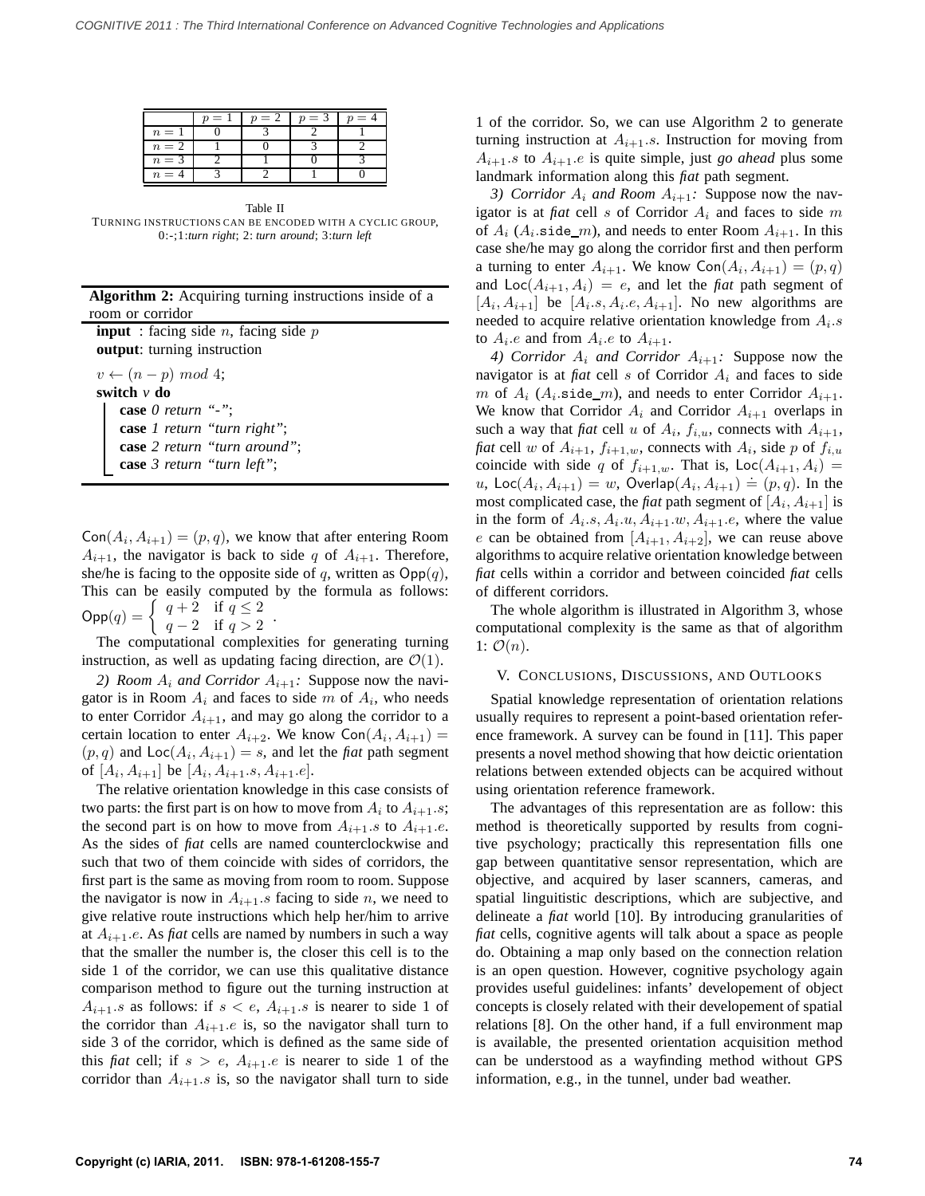|  | $p = 1$ | $p = 2$ | $p = 3$ | $p = 4$ |
|---|---|---|---|---|
| $n = 1$ | 0 | 3 | 2 | 1 |
| $n = 2$ | 1 | 0 | 3 | 2 |
| $n = 3$ | 2 | 1 | 0 | 3 |
| $n = 4$ | 3 | 2 | 1 | 0 |

Table II
TURNING INSTRUCTIONS CAN BE ENCODED WITH A CYCLIC GROUP, 0:-;1:*turn right*; 2: *turn around*; 3:*turn left*

**Algorithm 2:** Acquiring turning instructions inside of a room or corridor

```
input : facing side n, facing side p
output: turning instruction
v ← (n − p) mod 4;
switch v do
    case 0 return "-";
    case 1 return "turn right";
    case 2 return "turn around";
    case 3 return "turn left";
```

$\mathsf{Con}(A_i, A_{i+1}) = (p, q)$, we know that after entering Room $A_{i+1}$, the navigator is back to side $q$ of $A_{i+1}$. Therefore, she/he is facing to the opposite side of $q$, written as $\mathsf{Opp}(q)$, This can be easily computed by the formula as follows: $\mathsf{Opp}(q) = \begin{cases} q+2 & \text{if } q \leq 2 \\ q-2 & \text{if } q > 2 \end{cases}$.

The computational complexities for generating turning instruction, as well as updating facing direction, are $\mathcal{O}(1)$.

*2) Room $A_i$ and Corridor $A_{i+1}$:* Suppose now the navigator is in Room $A_i$ and faces to side $m$ of $A_i$, who needs to enter Corridor $A_{i+1}$, and may go along the corridor to a certain location to enter $A_{i+2}$. We know $\mathsf{Con}(A_i, A_{i+1}) = (p, q)$ and $\mathsf{Loc}(A_i, A_{i+1}) = s$, and let the *fiat* path segment of $[A_i, A_{i+1}]$ be $[A_i, A_{i+1}.s, A_{i+1}.e]$.

The relative orientation knowledge in this case consists of two parts: the first part is on how to move from $A_i$ to $A_{i+1}.s$; the second part is on how to move from $A_{i+1}.s$ to $A_{i+1}.e$. As the sides of *fiat* cells are named counterclockwise and such that two of them coincide with sides of corridors, the first part is the same as moving from room to room. Suppose the navigator is now in $A_{i+1}.s$ facing to side $n$, we need to give relative route instructions which help her/him to arrive at $A_{i+1}.e$. As *fiat* cells are named by numbers in such a way that the smaller the number is, the closer this cell is to the side 1 of the corridor, we can use this qualitative distance comparison method to figure out the turning instruction at $A_{i+1}.s$ as follows: if $s < e$, $A_{i+1}.s$ is nearer to side 1 of the corridor than $A_{i+1}.e$ is, so the navigator shall turn to side 3 of the corridor, which is defined as the same side of this *fiat* cell; if $s > e$, $A_{i+1}.e$ is nearer to side 1 of the corridor than $A_{i+1}.s$ is, so the navigator shall turn to side 1 of the corridor. So, we can use Algorithm 2 to generate turning instruction at $A_{i+1}.s$. Instruction for moving from $A_{i+1}.s$ to $A_{i+1}.e$ is quite simple, just *go ahead* plus some landmark information along this *fiat* path segment.

*3) Corridor $A_i$ and Room $A_{i+1}$:* Suppose now the navigator is at *fiat* cell $s$ of Corridor $A_i$ and faces to side $m$ of $A_i$ ($A_i.\mathtt{side\_}m$), and needs to enter Room $A_{i+1}$. In this case she/he may go along the corridor first and then perform a turning to enter $A_{i+1}$. We know $\mathsf{Con}(A_i, A_{i+1}) = (p, q)$ and $\mathsf{Loc}(A_{i+1}, A_i) = e$, and let the *fiat* path segment of $[A_i, A_{i+1}]$ be $[A_i.s, A_i.e, A_{i+1}]$. No new algorithms are needed to acquire relative orientation knowledge from $A_i.s$ to $A_i.e$ and from $A_i.e$ to $A_{i+1}$.

*4) Corridor $A_i$ and Corridor $A_{i+1}$:* Suppose now the navigator is at *fiat* cell $s$ of Corridor $A_i$ and faces to side $m$ of $A_i$ ($A_i.\mathtt{side\_}m$), and needs to enter Corridor $A_{i+1}$. We know that Corridor $A_i$ and Corridor $A_{i+1}$ overlaps in such a way that *fiat* cell $u$ of $A_i$, $f_{i,u}$, connects with $A_{i+1}$, *fiat* cell $w$ of $A_{i+1}$, $f_{i+1,w}$, connects with $A_i$, side $p$ of $f_{i,u}$ coincide with side $q$ of $f_{i+1,w}$. That is, $\mathsf{Loc}(A_{i+1}, A_i) = u$, $\mathsf{Loc}(A_i, A_{i+1}) = w$, $\mathsf{Overlap}(A_i, A_{i+1}) \doteq (p, q)$. In the most complicated case, the *fiat* path segment of $[A_i, A_{i+1}]$ is in the form of $A_i.s, A_i.u, A_{i+1}.w, A_{i+1}.e$, where the value $e$ can be obtained from $[A_{i+1}, A_{i+2}]$, we can reuse above algorithms to acquire relative orientation knowledge between *fiat* cells within a corridor and between coincided *fiat* cells of different corridors.

The whole algorithm is illustrated in Algorithm 3, whose computational complexity is the same as that of algorithm 1: $\mathcal{O}(n)$.

## V. CONCLUSIONS, DISCUSSIONS, AND OUTLOOKS

Spatial knowledge representation of orientation relations usually requires to represent a point-based orientation reference framework. A survey can be found in [11]. This paper presents a novel method showing that how deictic orientation relations between extended objects can be acquired without using orientation reference framework.

The advantages of this representation are as follow: this method is theoretically supported by results from cognitive psychology; practically this representation fills one gap between quantitative sensor representation, which are objective, and acquired by laser scanners, cameras, and spatial linguistic descriptions, which are subjective, and delineate a *fiat* world [10]. By introducing granularities of *fiat* cells, cognitive agents will talk about a space as people do. Obtaining a map only based on the connection relation is an open question. However, cognitive psychology again provides useful guidelines: infants' developement of object concepts is closely related with their developement of spatial relations [8]. On the other hand, if a full environment map is available, the presented orientation acquisition method can be understood as a wayfinding method without GPS information, e.g., in the tunnel, under bad weather.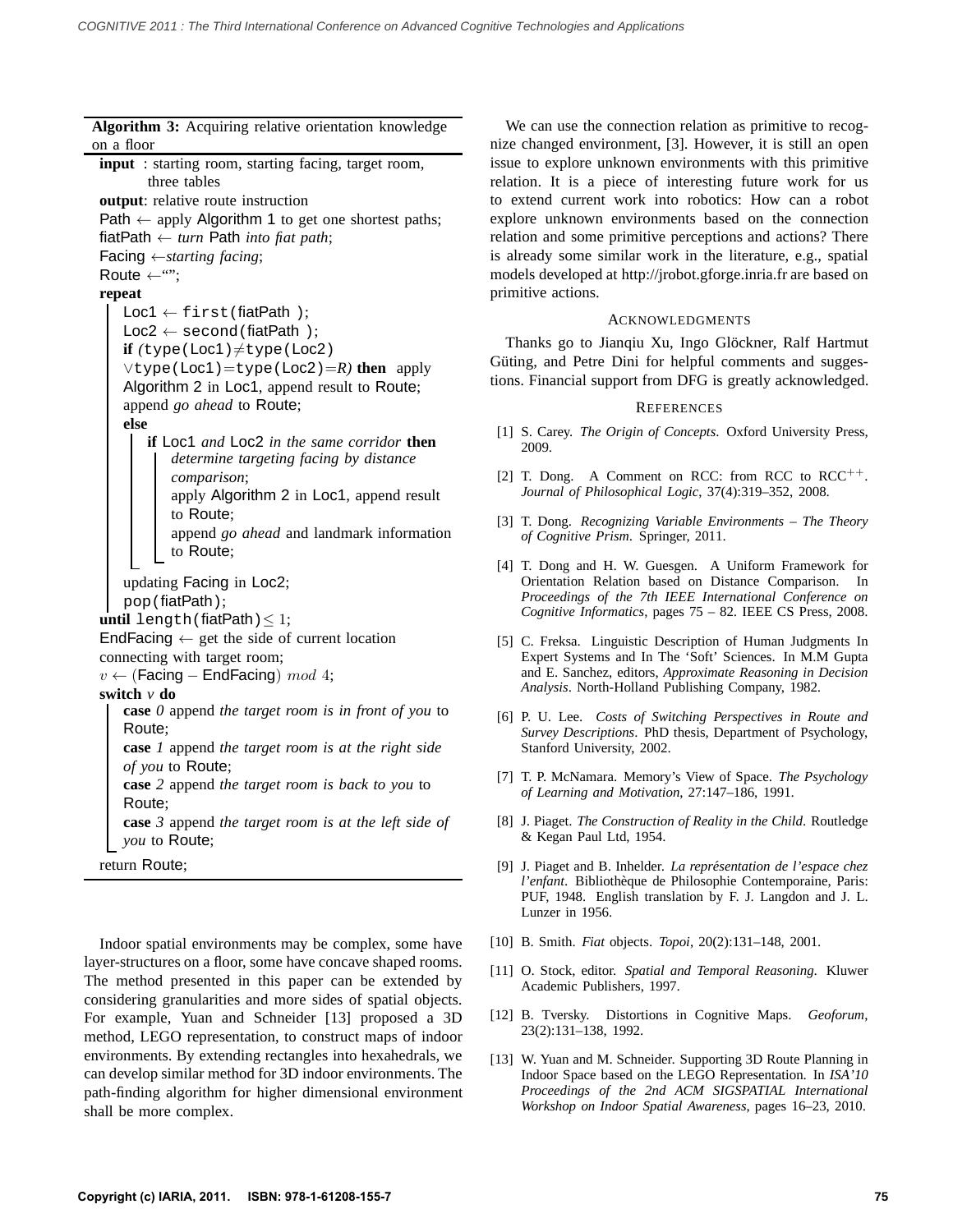**Algorithm 3:** Acquiring relative orientation knowledge on a floor

```
input  : starting room, starting facing, target room,
         three tables
output: relative route instruction
Path ← apply Algorithm 1 to get one shortest paths;
fiatPath ← turn Path into fiat path;
Facing ← starting facing;
Route ← "";
repeat
    Loc1 ← first(fiatPath );
    Loc2 ← second(fiatPath );
    if (type(Loc1)≠type(Loc2)
    ∨type(Loc1)=type(Loc2)=R) then apply
    Algorithm 2 in Loc1, append result to Route;
    append go ahead to Route;
    else
        if Loc1 and Loc2 in the same corridor then
            determine targeting facing by distance
            comparison;
            apply Algorithm 2 in Loc1, append result
            to Route;
            append go ahead and landmark information
            to Route;
    updating Facing in Loc2;
    pop(fiatPath);
until length(fiatPath) ≤ 1;
EndFacing ← get the side of current location
connecting with target room;
v ← (Facing − EndFacing) mod 4;
switch v do
    case 0 append the target room is in front of you to
    Route;
    case 1 append the target room is at the right side
    of you to Route;
    case 2 append the target room is back to you to
    Route;
    case 3 append the target room is at the left side of
    you to Route;
return Route;
```

Indoor spatial environments may be complex, some have layer-structures on a floor, some have concave shaped rooms. The method presented in this paper can be extended by considering granularities and more sides of spatial objects. For example, Yuan and Schneider [13] proposed a 3D method, LEGO representation, to construct maps of indoor environments. By extending rectangles into hexahedrals, we can develop similar method for 3D indoor environments. The path-finding algorithm for higher dimensional environment shall be more complex.

We can use the connection relation as primitive to recognize changed environment, [3]. However, it is still an open issue to explore unknown environments with this primitive relation. It is a piece of interesting future work for us to extend current work into robotics: How can a robot explore unknown environments based on the connection relation and some primitive perceptions and actions? There is already some similar work in the literature, e.g., spatial models developed at http://jrobot.gforge.inria.fr are based on primitive actions.

## Acknowledgments

Thanks go to Jianqiu Xu, Ingo Glöckner, Ralf Hartmut Güting, and Petre Dini for helpful comments and suggestions. Financial support from DFG is greatly acknowledged.

## References

[1] S. Carey. *The Origin of Concepts*. Oxford University Press, 2009.

[2] T. Dong. A Comment on RCC: from RCC to RCC$^{++}$. *Journal of Philosophical Logic*, 37(4):319–352, 2008.

[3] T. Dong. *Recognizing Variable Environments – The Theory of Cognitive Prism*. Springer, 2011.

[4] T. Dong and H. W. Guesgen. A Uniform Framework for Orientation Relation based on Distance Comparison. In *Proceedings of the 7th IEEE International Conference on Cognitive Informatics*, pages 75 – 82. IEEE CS Press, 2008.

[5] C. Freksa. Linguistic Description of Human Judgments In Expert Systems and In The 'Soft' Sciences. In M.M Gupta and E. Sanchez, editors, *Approximate Reasoning in Decision Analysis*. North-Holland Publishing Company, 1982.

[6] P. U. Lee. *Costs of Switching Perspectives in Route and Survey Descriptions*. PhD thesis, Department of Psychology, Stanford University, 2002.

[7] T. P. McNamara. Memory's View of Space. *The Psychology of Learning and Motivation*, 27:147–186, 1991.

[8] J. Piaget. *The Construction of Reality in the Child*. Routledge & Kegan Paul Ltd, 1954.

[9] J. Piaget and B. Inhelder. *La représentation de l'espace chez l'enfant*. Bibliothèque de Philosophie Contemporaine, Paris: PUF, 1948. English translation by F. J. Langdon and J. L. Lunzer in 1956.

[10] B. Smith. *Fiat* objects. *Topoi*, 20(2):131–148, 2001.

[11] O. Stock, editor. *Spatial and Temporal Reasoning*. Kluwer Academic Publishers, 1997.

[12] B. Tversky. Distortions in Cognitive Maps. *Geoforum*, 23(2):131–138, 1992.

[13] W. Yuan and M. Schneider. Supporting 3D Route Planning in Indoor Space based on the LEGO Representation. In *ISA'10 Proceedings of the 2nd ACM SIGSPATIAL International Workshop on Indoor Spatial Awareness*, pages 16–23, 2010.